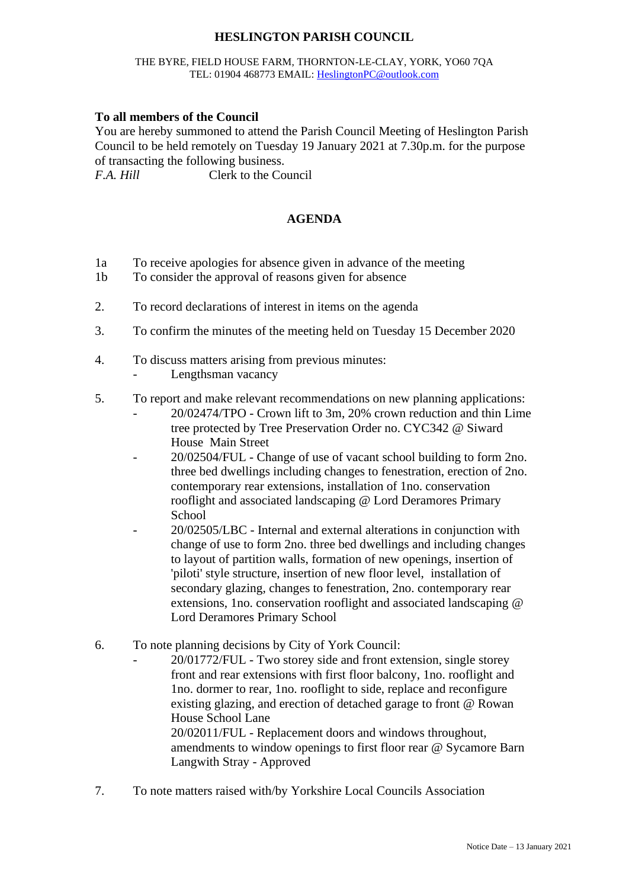# HESLINGTON PARISH COUNCIL

THE BYRE, FIELD HOUSE FARM, THORNTON-LE-CLAY, YORK, YO60 7QA
TEL: 01904 468773 EMAIL: HeslingtonPC@outlook.com

**To all members of the Council**
You are hereby summoned to attend the Parish Council Meeting of Heslington Parish Council to be held remotely on Tuesday 19 January 2021 at 7.30p.m. for the purpose of transacting the following business.
*F.A. Hill* Clerk to the Council

## AGENDA

1a To receive apologies for absence given in advance of the meeting
1b To consider the approval of reasons given for absence

2. To record declarations of interest in items on the agenda

3. To confirm the minutes of the meeting held on Tuesday 15 December 2020

4. To discuss matters arising from previous minutes:
   - Lengthsman vacancy

5. To report and make relevant recommendations on new planning applications:
   - 20/02474/TPO - Crown lift to 3m, 20% crown reduction and thin Lime tree protected by Tree Preservation Order no. CYC342 @ Siward House Main Street
   - 20/02504/FUL - Change of use of vacant school building to form 2no. three bed dwellings including changes to fenestration, erection of 2no. contemporary rear extensions, installation of 1no. conservation rooflight and associated landscaping @ Lord Deramores Primary School
   - 20/02505/LBC - Internal and external alterations in conjunction with change of use to form 2no. three bed dwellings and including changes to layout of partition walls, formation of new openings, insertion of 'piloti' style structure, insertion of new floor level, installation of secondary glazing, changes to fenestration, 2no. contemporary rear extensions, 1no. conservation rooflight and associated landscaping @ Lord Deramores Primary School

6. To note planning decisions by City of York Council:
   - 20/01772/FUL - Two storey side and front extension, single storey front and rear extensions with first floor balcony, 1no. rooflight and 1no. dormer to rear, 1no. rooflight to side, replace and reconfigure existing glazing, and erection of detached garage to front @ Rowan House School Lane
     20/02011/FUL - Replacement doors and windows throughout, amendments to window openings to first floor rear @ Sycamore Barn Langwith Stray - Approved

7. To note matters raised with/by Yorkshire Local Councils Association

Notice Date – 13 January 2021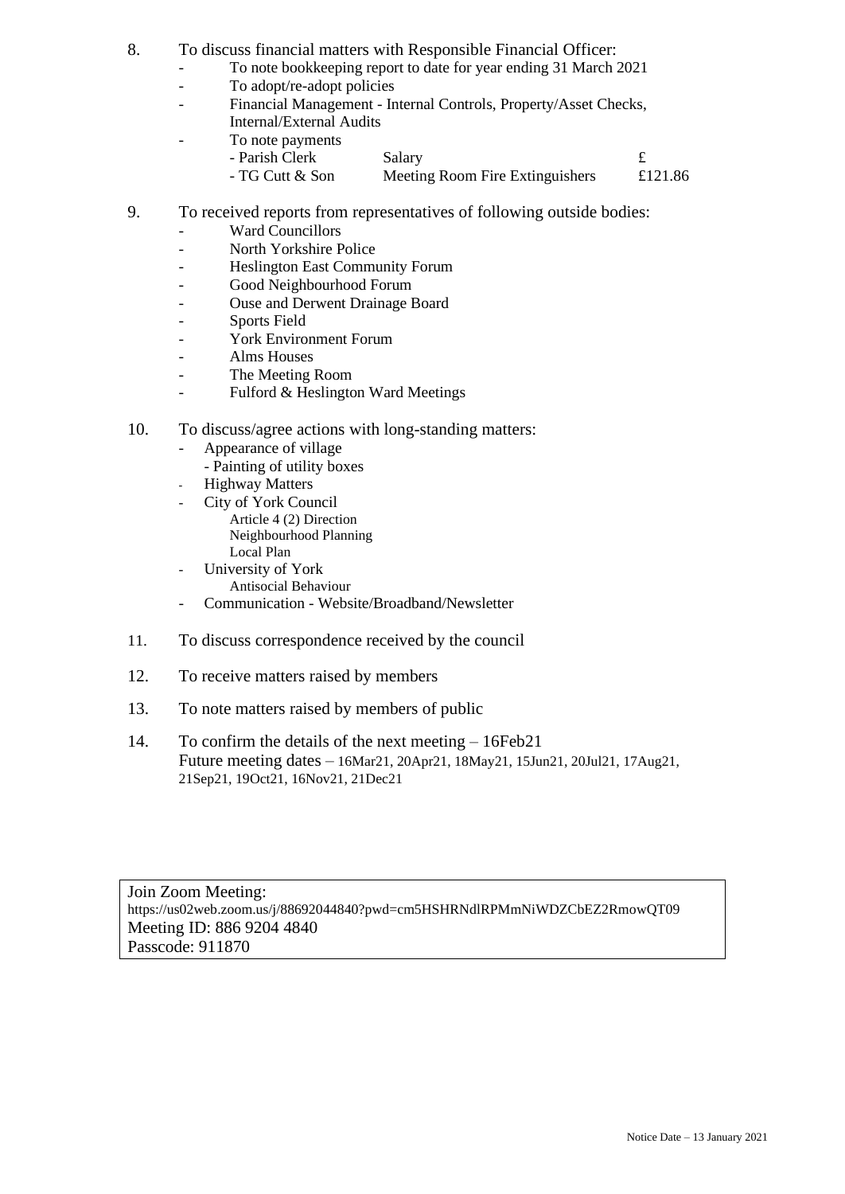8. To discuss financial matters with Responsible Financial Officer:
   - To note bookkeeping report to date for year ending 31 March 2021
   - To adopt/re-adopt policies
   - Financial Management - Internal Controls, Property/Asset Checks, Internal/External Audits
   - To note payments

| | | |
|---|---|---|
| - Parish Clerk | Salary | £ |
| - TG Cutt & Son | Meeting Room Fire Extinguishers | £121.86 |

9. To received reports from representatives of following outside bodies:
   - Ward Councillors
   - North Yorkshire Police
   - Heslington East Community Forum
   - Good Neighbourhood Forum
   - Ouse and Derwent Drainage Board
   - Sports Field
   - York Environment Forum
   - Alms Houses
   - The Meeting Room
   - Fulford & Heslington Ward Meetings

10. To discuss/agree actions with long-standing matters:
    - Appearance of village
      - Painting of utility boxes
    - Highway Matters
    - City of York Council
      - Article 4 (2) Direction
      - Neighbourhood Planning
      - Local Plan
    - University of York
      - Antisocial Behaviour
    - Communication - Website/Broadband/Newsletter

11. To discuss correspondence received by the council

12. To receive matters raised by members

13. To note matters raised by members of public

14. To confirm the details of the next meeting – 16Feb21
    Future meeting dates – 16Mar21, 20Apr21, 18May21, 15Jun21, 20Jul21, 17Aug21, 21Sep21, 19Oct21, 16Nov21, 21Dec21

Join Zoom Meeting:
https://us02web.zoom.us/j/88692044840?pwd=cm5HSHRNdlRPMmNiWDZCbEZ2RmowQT09
Meeting ID: 886 9204 4840
Passcode: 911870

Notice Date – 13 January 2021